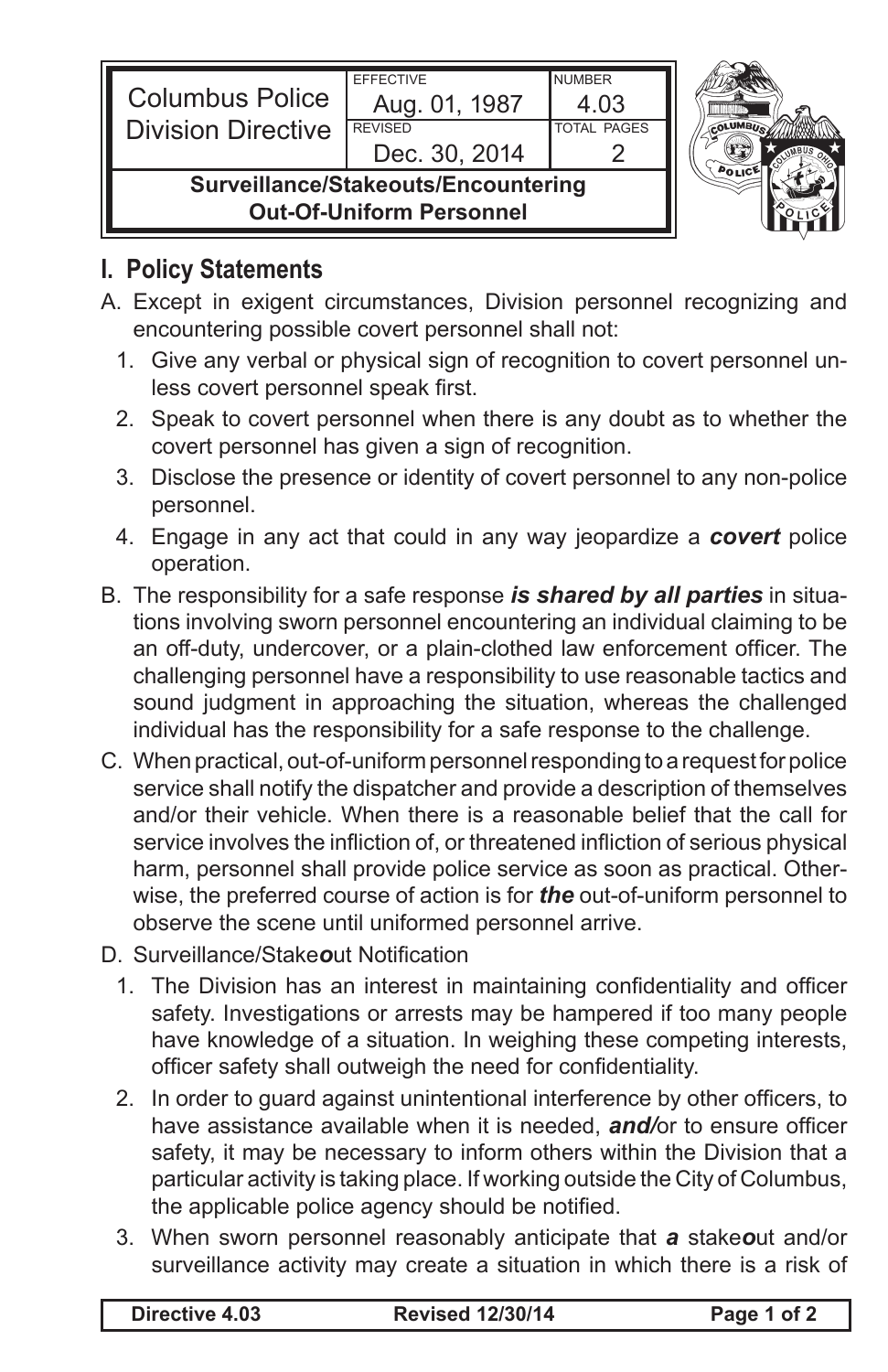| Columbus Police Division Directive | EFFECTIVE Aug. 01, 1987 | NUMBER 4.03 |
|---|---|---|
| | REVISED Dec. 30, 2014 | TOTAL PAGES 2 |
| **Surveillance/Stakeouts/Encountering Out-Of-Uniform Personnel** | | |

## I. Policy Statements

A. Except in exigent circumstances, Division personnel recognizing and encountering possible covert personnel shall not:

1. Give any verbal or physical sign of recognition to covert personnel unless covert personnel speak first.
2. Speak to covert personnel when there is any doubt as to whether the covert personnel has given a sign of recognition.
3. Disclose the presence or identity of covert personnel to any non-police personnel.
4. Engage in any act that could in any way jeopardize a ***covert*** police operation.

B. The responsibility for a safe response ***is shared by all parties*** in situations involving sworn personnel encountering an individual claiming to be an off-duty, undercover, or a plain-clothed law enforcement officer. The challenging personnel have a responsibility to use reasonable tactics and sound judgment in approaching the situation, whereas the challenged individual has the responsibility for a safe response to the challenge.

C. When practical, out-of-uniform personnel responding to a request for police service shall notify the dispatcher and provide a description of themselves and/or their vehicle. When there is a reasonable belief that the call for service involves the infliction of, or threatened infliction of serious physical harm, personnel shall provide police service as soon as practical. Otherwise, the preferred course of action is for ***the*** out-of-uniform personnel to observe the scene until uniformed personnel arrive.

D. Surveillance/Stake***o***ut Notification

1. The Division has an interest in maintaining confidentiality and officer safety. Investigations or arrests may be hampered if too many people have knowledge of a situation. In weighing these competing interests, officer safety shall outweigh the need for confidentiality.
2. In order to guard against unintentional interference by other officers, to have assistance available when it is needed, ***and/***or to ensure officer safety, it may be necessary to inform others within the Division that a particular activity is taking place. If working outside the City of Columbus, the applicable police agency should be notified.
3. When sworn personnel reasonably anticipate that ***a*** stake***o***ut and/or surveillance activity may create a situation in which there is a risk of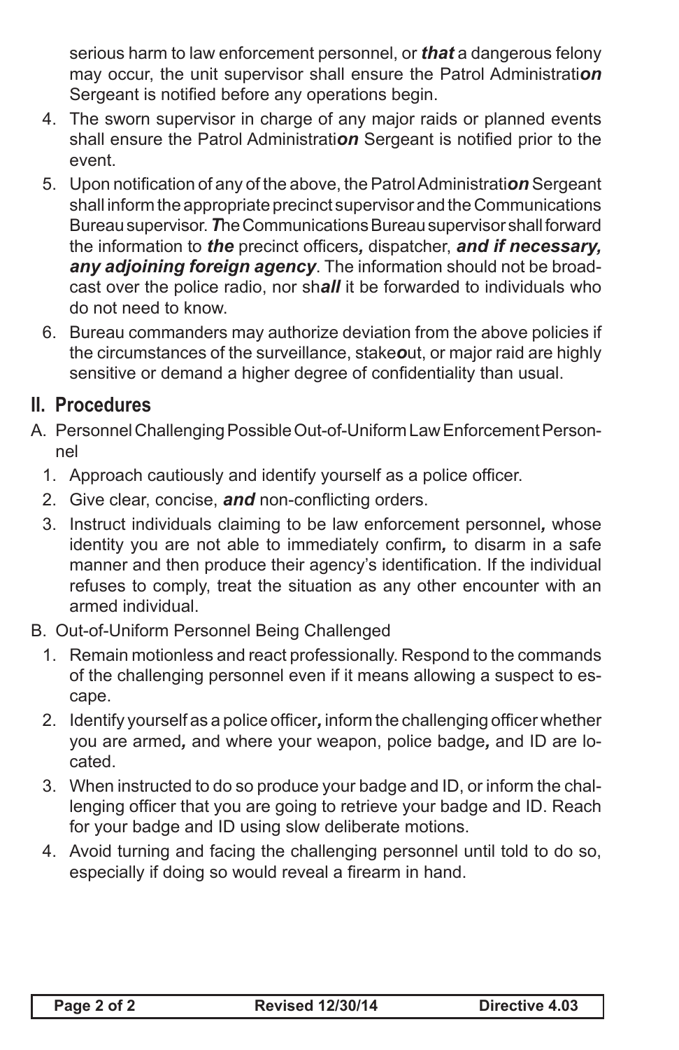serious harm to law enforcement personnel, or ***that*** a dangerous felony may occur, the unit supervisor shall ensure the Patrol Administrati***on*** Sergeant is notified before any operations begin.

4. The sworn supervisor in charge of any major raids or planned events shall ensure the Patrol Administrati***on*** Sergeant is notified prior to the event.
5. Upon notification of any of the above, the Patrol Administrati***on*** Sergeant shall inform the appropriate precinct supervisor and the Communications Bureau supervisor. ***T***he Communications Bureau supervisor shall forward the information to ***the*** precinct officers***,*** dispatcher, ***and if necessary, any adjoining foreign agency***. The information should not be broadcast over the police radio, nor sh***all*** it be forwarded to individuals who do not need to know.
6. Bureau commanders may authorize deviation from the above policies if the circumstances of the surveillance, stake***o***ut, or major raid are highly sensitive or demand a higher degree of confidentiality than usual.

## II. Procedures

A. Personnel Challenging Possible Out-of-Uniform Law Enforcement Personnel

1. Approach cautiously and identify yourself as a police officer.
2. Give clear, concise, ***and*** non-conflicting orders.
3. Instruct individuals claiming to be law enforcement personnel***,*** whose identity you are not able to immediately confirm***,*** to disarm in a safe manner and then produce their agency's identification. If the individual refuses to comply, treat the situation as any other encounter with an armed individual.

B. Out-of-Uniform Personnel Being Challenged

1. Remain motionless and react professionally. Respond to the commands of the challenging personnel even if it means allowing a suspect to escape.
2. Identify yourself as a police officer***,*** inform the challenging officer whether you are armed***,*** and where your weapon, police badge***,*** and ID are located.
3. When instructed to do so produce your badge and ID, or inform the challenging officer that you are going to retrieve your badge and ID. Reach for your badge and ID using slow deliberate motions.
4. Avoid turning and facing the challenging personnel until told to do so, especially if doing so would reveal a firearm in hand.